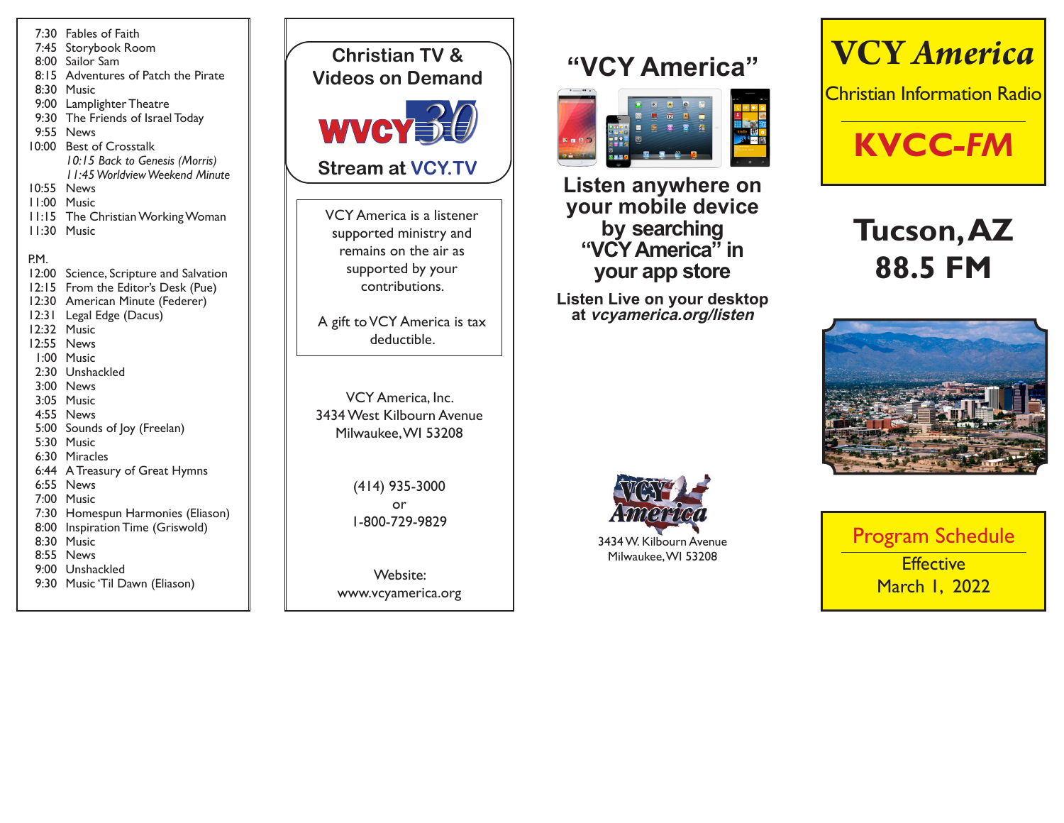7:30 Fables of Faith
7:45 Storybook Room
8:00 Sailor Sam
8:15 Adventures of Patch the Pirate
8:30 Music
9:00 Lamplighter Theatre
9:30 The Friends of Israel Today
9:55 News
10:00 Best of Crosstalk
*10:15 Back to Genesis (Morris)*
*11:45 Worldview Weekend Minute*
10:55 News
11:00 Music
11:15 The Christian Working Woman
11:30 Music

P.M.
12:00 Science, Scripture and Salvation
12:15 From the Editor's Desk (Pue)
12:30 American Minute (Federer)
12:31 Legal Edge (Dacus)
12:32 Music
12:55 News
1:00 Music
2:30 Unshackled
3:00 News
3:05 Music
4:55 News
5:00 Sounds of Joy (Freelan)
5:30 Music
6:30 Miracles
6:44 A Treasury of Great Hymns
6:55 News
7:00 Music
7:30 Homespun Harmonies (Eliason)
8:00 Inspiration Time (Griswold)
8:30 Music
8:55 News
9:00 Unshackled
9:30 Music 'Til Dawn (Eliason)

## Christian TV & Videos on Demand

WVCY 30

**Stream at VCY.TV**

VCY America is a listener supported ministry and remains on the air as supported by your contributions.

A gift to VCY America is tax deductible.

VCY America, Inc.
3434 West Kilbourn Avenue
Milwaukee, WI 53208

(414) 935-3000
or
1-800-729-9829

Website:
www.vcyamerica.org

## "VCY America"

**Listen anywhere on your mobile device by searching "VCY America" in your app store**

**Listen Live on your desktop at *vcyamerica.org/listen***

VCY America

3434 W. Kilbourn Avenue
Milwaukee, WI 53208

# VCY *America*

Christian Information Radio

## KVCC-*FM*

# Tucson, AZ 88.5 FM

Program Schedule

Effective
March 1, 2022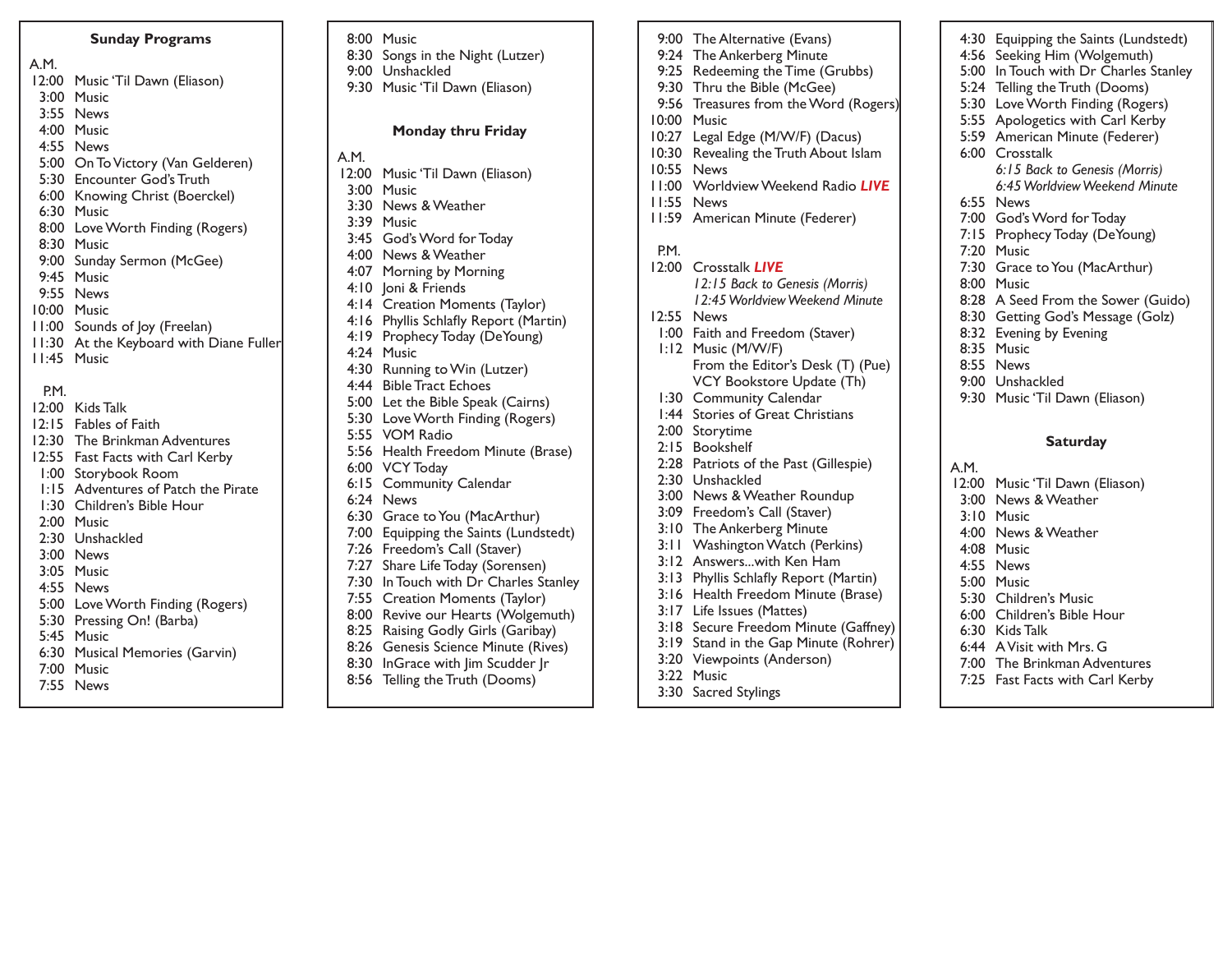## Sunday Programs

A.M.

12:00 Music 'Til Dawn (Eliason)
3:00 Music
3:55 News
4:00 Music
4:55 News
5:00 On To Victory (Van Gelderen)
5:30 Encounter God's Truth
6:00 Knowing Christ (Boerckel)
6:30 Music
8:00 Love Worth Finding (Rogers)
8:30 Music
9:00 Sunday Sermon (McGee)
9:45 Music
9:55 News
10:00 Music
11:00 Sounds of Joy (Freelan)
11:30 At the Keyboard with Diane Fuller
11:45 Music

P.M.

12:00 Kids Talk
12:15 Fables of Faith
12:30 The Brinkman Adventures
12:55 Fast Facts with Carl Kerby
1:00 Storybook Room
1:15 Adventures of Patch the Pirate
1:30 Children's Bible Hour
2:00 Music
2:30 Unshackled
3:00 News
3:05 Music
4:55 News
5:00 Love Worth Finding (Rogers)
5:30 Pressing On! (Barba)
5:45 Music
6:30 Musical Memories (Garvin)
7:00 Music
7:55 News
8:00 Music
8:30 Songs in the Night (Lutzer)
9:00 Unshackled
9:30 Music 'Til Dawn (Eliason)

## Monday thru Friday

A.M.

12:00 Music 'Til Dawn (Eliason)
3:00 Music
3:30 News & Weather
3:39 Music
3:45 God's Word for Today
4:00 News & Weather
4:07 Morning by Morning
4:10 Joni & Friends
4:14 Creation Moments (Taylor)
4:16 Phyllis Schlafly Report (Martin)
4:19 Prophecy Today (DeYoung)
4:24 Music
4:30 Running to Win (Lutzer)
4:44 Bible Tract Echoes
5:00 Let the Bible Speak (Cairns)
5:30 Love Worth Finding (Rogers)
5:55 VOM Radio
5:56 Health Freedom Minute (Brase)
6:00 VCY Today
6:15 Community Calendar
6:24 News
6:30 Grace to You (MacArthur)
7:00 Equipping the Saints (Lundstedt)
7:26 Freedom's Call (Staver)
7:27 Share Life Today (Sorensen)
7:30 In Touch with Dr Charles Stanley
7:55 Creation Moments (Taylor)
8:00 Revive our Hearts (Wolgemuth)
8:25 Raising Godly Girls (Garibay)
8:26 Genesis Science Minute (Rives)
8:30 InGrace with Jim Scudder Jr
8:56 Telling the Truth (Dooms)
9:00 The Alternative (Evans)
9:24 The Ankerberg Minute
9:25 Redeeming the Time (Grubbs)
9:30 Thru the Bible (McGee)
9:56 Treasures from the Word (Rogers)
10:00 Music
10:27 Legal Edge (M/W/F) (Dacus)
10:30 Revealing the Truth About Islam
10:55 News
11:00 Worldview Weekend Radio ***LIVE***
11:55 News
11:59 American Minute (Federer)

P.M.

12:00 Crosstalk ***LIVE***
*12:15 Back to Genesis (Morris)*
*12:45 Worldview Weekend Minute*
12:55 News
1:00 Faith and Freedom (Staver)
1:12 Music (M/W/F)
From the Editor's Desk (T) (Pue)
VCY Bookstore Update (Th)
1:30 Community Calendar
1:44 Stories of Great Christians
2:00 Storytime
2:15 Bookshelf
2:28 Patriots of the Past (Gillespie)
2:30 Unshackled
3:00 News & Weather Roundup
3:09 Freedom's Call (Staver)
3:10 The Ankerberg Minute
3:11 Washington Watch (Perkins)
3:12 Answers...with Ken Ham
3:13 Phyllis Schlafly Report (Martin)
3:16 Health Freedom Minute (Brase)
3:17 Life Issues (Mattes)
3:18 Secure Freedom Minute (Gaffney)
3:19 Stand in the Gap Minute (Rohrer)
3:20 Viewpoints (Anderson)
3:22 Music
3:30 Sacred Stylings
4:30 Equipping the Saints (Lundstedt)
4:56 Seeking Him (Wolgemuth)
5:00 In Touch with Dr Charles Stanley
5:24 Telling the Truth (Dooms)
5:30 Love Worth Finding (Rogers)
5:55 Apologetics with Carl Kerby
5:59 American Minute (Federer)
6:00 Crosstalk
*6:15 Back to Genesis (Morris)*
*6:45 Worldview Weekend Minute*
6:55 News
7:00 God's Word for Today
7:15 Prophecy Today (DeYoung)
7:20 Music
7:30 Grace to You (MacArthur)
8:00 Music
8:28 A Seed From the Sower (Guido)
8:30 Getting God's Message (Golz)
8:32 Evening by Evening
8:35 Music
8:55 News
9:00 Unshackled
9:30 Music 'Til Dawn (Eliason)

## Saturday

A.M.

12:00 Music 'Til Dawn (Eliason)
3:00 News & Weather
3:10 Music
4:00 News & Weather
4:08 Music
4:55 News
5:00 Music
5:30 Children's Music
6:00 Children's Bible Hour
6:30 Kids Talk
6:44 A Visit with Mrs. G
7:00 The Brinkman Adventures
7:25 Fast Facts with Carl Kerby